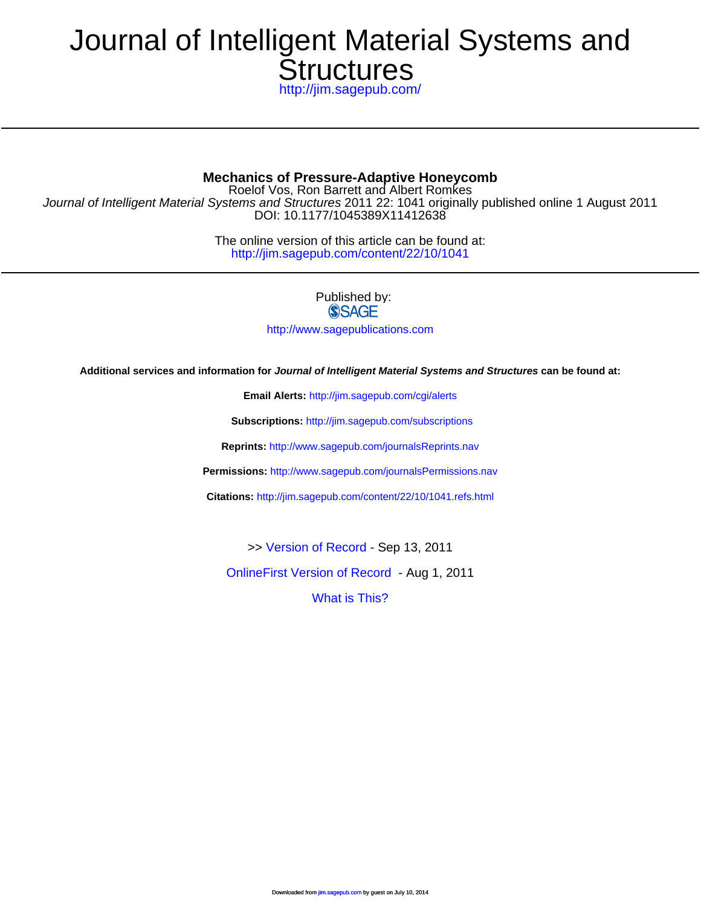# Journal of Intelligent Material Systems and Structures

http://jim.sagepub.com/

## Mechanics of Pressure-Adaptive Honeycomb

Roelof Vos, Ron Barrett and Albert Romkes

*Journal of Intelligent Material Systems and Structures* 2011 22: 1041 originally published online 1 August 2011

DOI: 10.1177/1045389X11412638

The online version of this article can be found at:
http://jim.sagepub.com/content/22/10/1041

Published by:

SAGE

http://www.sagepublications.com

**Additional services and information for *Journal of Intelligent Material Systems and Structures* can be found at:**

**Email Alerts:** http://jim.sagepub.com/cgi/alerts

**Subscriptions:** http://jim.sagepub.com/subscriptions

**Reprints:** http://www.sagepub.com/journalsReprints.nav

**Permissions:** http://www.sagepub.com/journalsPermissions.nav

**Citations:** http://jim.sagepub.com/content/22/10/1041.refs.html

>> Version of Record - Sep 13, 2011

OnlineFirst Version of Record - Aug 1, 2011

What is This?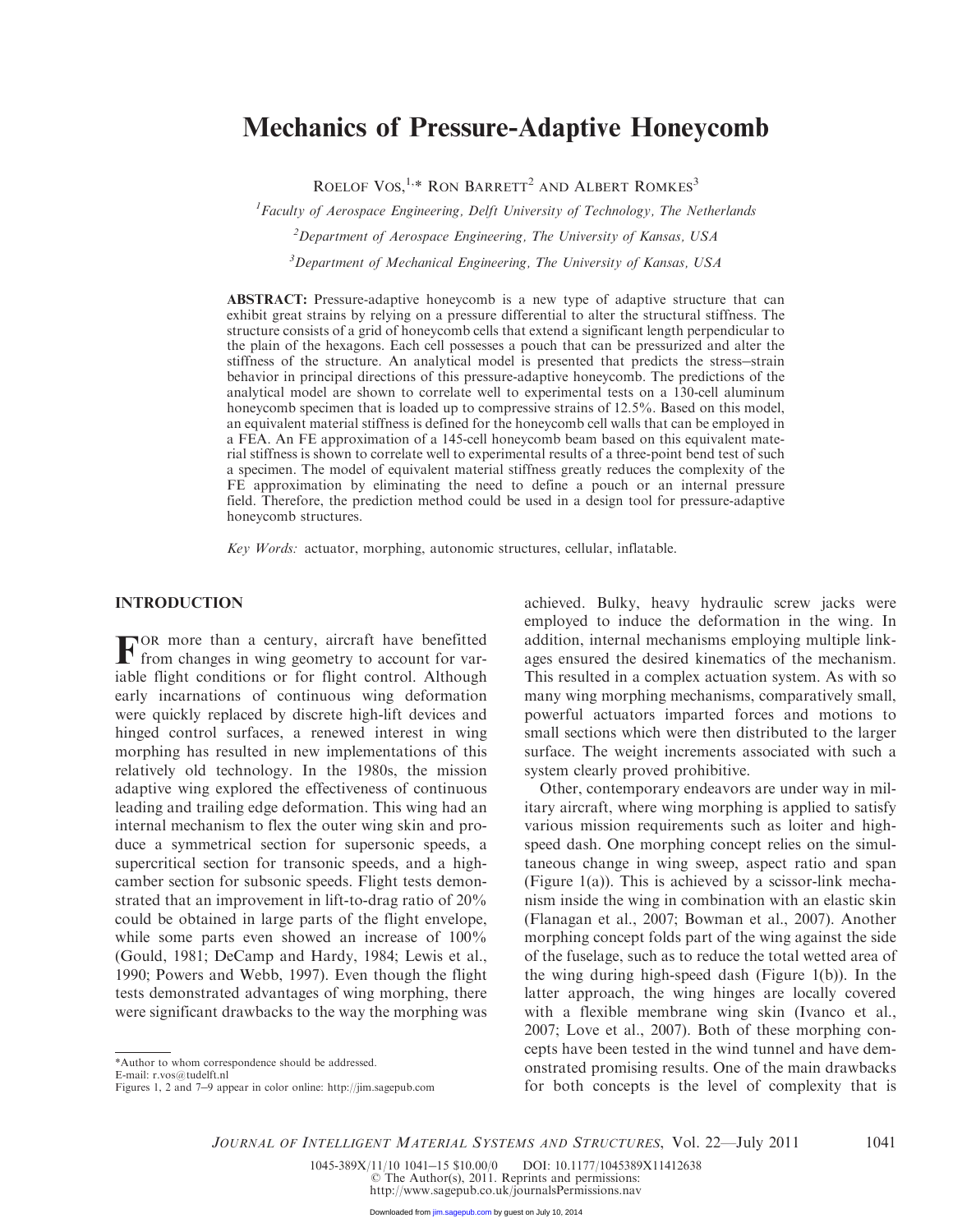# Mechanics of Pressure-Adaptive Honeycomb

Roelof Vos,[1,*] Ron Barrett[2] and Albert Romkes[3]

[1]*Faculty of Aerospace Engineering, Delft University of Technology, The Netherlands*

[2]*Department of Aerospace Engineering, The University of Kansas, USA*

[3]*Department of Mechanical Engineering, The University of Kansas, USA*

**ABSTRACT:** Pressure-adaptive honeycomb is a new type of adaptive structure that can exhibit great strains by relying on a pressure differential to alter the structural stiffness. The structure consists of a grid of honeycomb cells that extend a significant length perpendicular to the plain of the hexagons. Each cell possesses a pouch that can be pressurized and alter the stiffness of the structure. An analytical model is presented that predicts the stress–strain behavior in principal directions of this pressure-adaptive honeycomb. The predictions of the analytical model are shown to correlate well to experimental tests on a 130-cell aluminum honeycomb specimen that is loaded up to compressive strains of 12.5%. Based on this model, an equivalent material stiffness is defined for the honeycomb cell walls that can be employed in a FEA. An FE approximation of a 145-cell honeycomb beam based on this equivalent material stiffness is shown to correlate well to experimental results of a three-point bend test of such a specimen. The model of equivalent material stiffness greatly reduces the complexity of the FE approximation by eliminating the need to define a pouch or an internal pressure field. Therefore, the prediction method could be used in a design tool for pressure-adaptive honeycomb structures.

*Key Words:* actuator, morphing, autonomic structures, cellular, inflatable.

## INTRODUCTION

For more than a century, aircraft have benefitted from changes in wing geometry to account for variable flight conditions or for flight control. Although early incarnations of continuous wing deformation were quickly replaced by discrete high-lift devices and hinged control surfaces, a renewed interest in wing morphing has resulted in new implementations of this relatively old technology. In the 1980s, the mission adaptive wing explored the effectiveness of continuous leading and trailing edge deformation. This wing had an internal mechanism to flex the outer wing skin and produce a symmetrical section for supersonic speeds, a supercritical section for transonic speeds, and a high-camber section for subsonic speeds. Flight tests demonstrated that an improvement in lift-to-drag ratio of 20% could be obtained in large parts of the flight envelope, while some parts even showed an increase of 100% (Gould, 1981; DeCamp and Hardy, 1984; Lewis et al., 1990; Powers and Webb, 1997). Even though the flight tests demonstrated advantages of wing morphing, there were significant drawbacks to the way the morphing was achieved. Bulky, heavy hydraulic screw jacks were employed to induce the deformation in the wing. In addition, internal mechanisms employing multiple linkages ensured the desired kinematics of the mechanism. This resulted in a complex actuation system. As with so many wing morphing mechanisms, comparatively small, powerful actuators imparted forces and motions to small sections which were then distributed to the larger surface. The weight increments associated with such a system clearly proved prohibitive.

Other, contemporary endeavors are under way in military aircraft, where wing morphing is applied to satisfy various mission requirements such as loiter and high-speed dash. One morphing concept relies on the simultaneous change in wing sweep, aspect ratio and span (Figure 1(a)). This is achieved by a scissor-link mechanism inside the wing in combination with an elastic skin (Flanagan et al., 2007; Bowman et al., 2007). Another morphing concept folds part of the wing against the side of the fuselage, such as to reduce the total wetted area of the wing during high-speed dash (Figure 1(b)). In the latter approach, the wing hinges are locally covered with a flexible membrane wing skin (Ivanco et al., 2007; Love et al., 2007). Both of these morphing concepts have been tested in the wind tunnel and have demonstrated promising results. One of the main drawbacks for both concepts is the level of complexity that is

*Author to whom correspondence should be addressed.
E-mail: r.vos@tudelft.nl
Figures 1, 2 and 7–9 appear in color online: http://jim.sagepub.com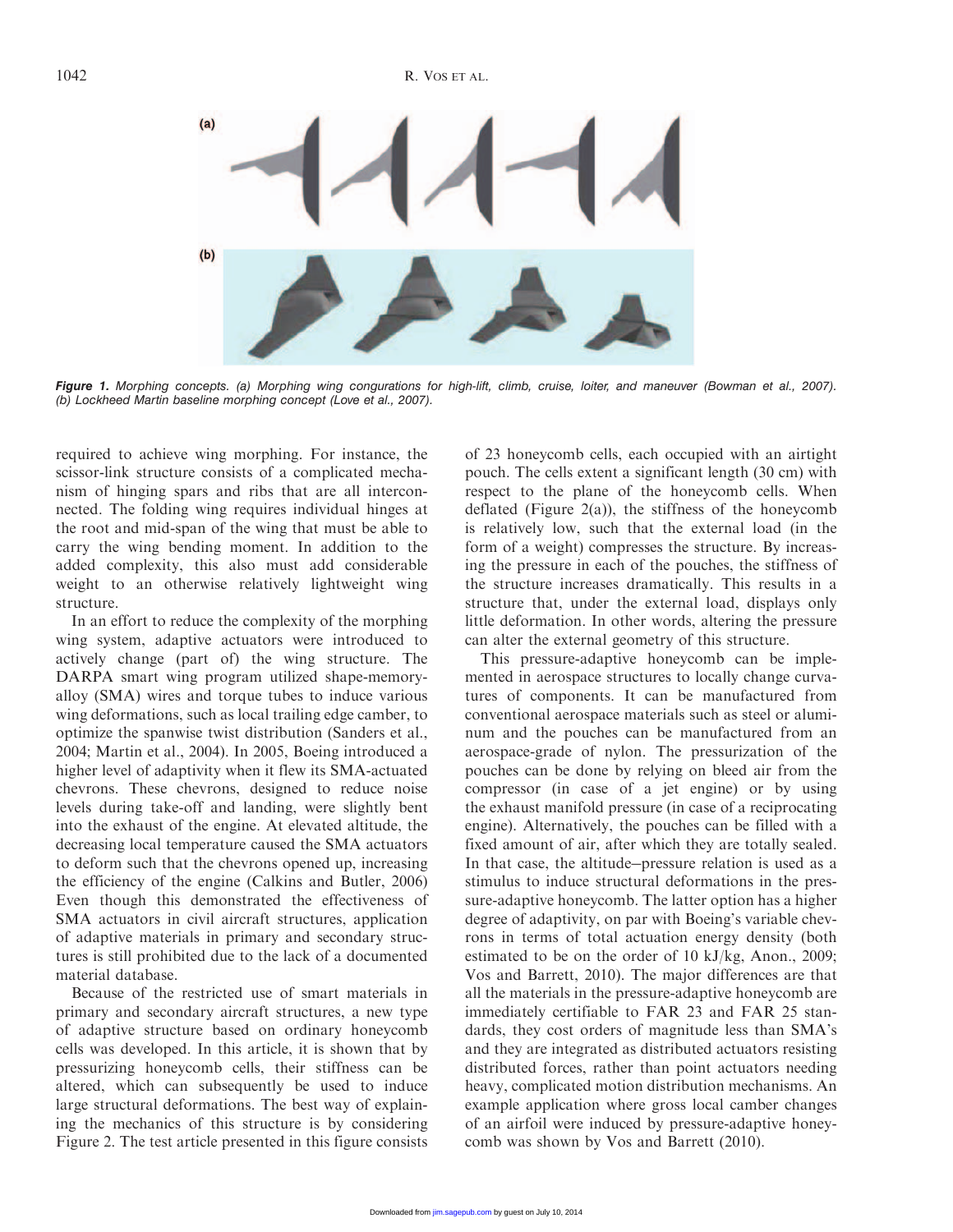*Figure 1. Morphing concepts. (a) Morphing wing congurations for high-lift, climb, cruise, loiter, and maneuver (Bowman et al., 2007). (b) Lockheed Martin baseline morphing concept (Love et al., 2007).*

required to achieve wing morphing. For instance, the scissor-link structure consists of a complicated mechanism of hinging spars and ribs that are all interconnected. The folding wing requires individual hinges at the root and mid-span of the wing that must be able to carry the wing bending moment. In addition to the added complexity, this also must add considerable weight to an otherwise relatively lightweight wing structure.

In an effort to reduce the complexity of the morphing wing system, adaptive actuators were introduced to actively change (part of) the wing structure. The DARPA smart wing program utilized shape-memory-alloy (SMA) wires and torque tubes to induce various wing deformations, such as local trailing edge camber, to optimize the spanwise twist distribution (Sanders et al., 2004; Martin et al., 2004). In 2005, Boeing introduced a higher level of adaptivity when it flew its SMA-actuated chevrons. These chevrons, designed to reduce noise levels during take-off and landing, were slightly bent into the exhaust of the engine. At elevated altitude, the decreasing local temperature caused the SMA actuators to deform such that the chevrons opened up, increasing the efficiency of the engine (Calkins and Butler, 2006) Even though this demonstrated the effectiveness of SMA actuators in civil aircraft structures, application of adaptive materials in primary and secondary structures is still prohibited due to the lack of a documented material database.

Because of the restricted use of smart materials in primary and secondary aircraft structures, a new type of adaptive structure based on ordinary honeycomb cells was developed. In this article, it is shown that by pressurizing honeycomb cells, their stiffness can be altered, which can subsequently be used to induce large structural deformations. The best way of explaining the mechanics of this structure is by considering Figure 2. The test article presented in this figure consists of 23 honeycomb cells, each occupied with an airtight pouch. The cells extent a significant length (30 cm) with respect to the plane of the honeycomb cells. When deflated (Figure 2(a)), the stiffness of the honeycomb is relatively low, such that the external load (in the form of a weight) compresses the structure. By increasing the pressure in each of the pouches, the stiffness of the structure increases dramatically. This results in a structure that, under the external load, displays only little deformation. In other words, altering the pressure can alter the external geometry of this structure.

This pressure-adaptive honeycomb can be implemented in aerospace structures to locally change curvatures of components. It can be manufactured from conventional aerospace materials such as steel or aluminum and the pouches can be manufactured from an aerospace-grade of nylon. The pressurization of the pouches can be done by relying on bleed air from the compressor (in case of a jet engine) or by using the exhaust manifold pressure (in case of a reciprocating engine). Alternatively, the pouches can be filled with a fixed amount of air, after which they are totally sealed. In that case, the altitude–pressure relation is used as a stimulus to induce structural deformations in the pressure-adaptive honeycomb. The latter option has a higher degree of adaptivity, on par with Boeing's variable chevrons in terms of total actuation energy density (both estimated to be on the order of 10 kJ/kg, Anon., 2009; Vos and Barrett, 2010). The major differences are that all the materials in the pressure-adaptive honeycomb are immediately certifiable to FAR 23 and FAR 25 standards, they cost orders of magnitude less than SMA's and they are integrated as distributed actuators resisting distributed forces, rather than point actuators needing heavy, complicated motion distribution mechanisms. An example application where gross local camber changes of an airfoil were induced by pressure-adaptive honeycomb was shown by Vos and Barrett (2010).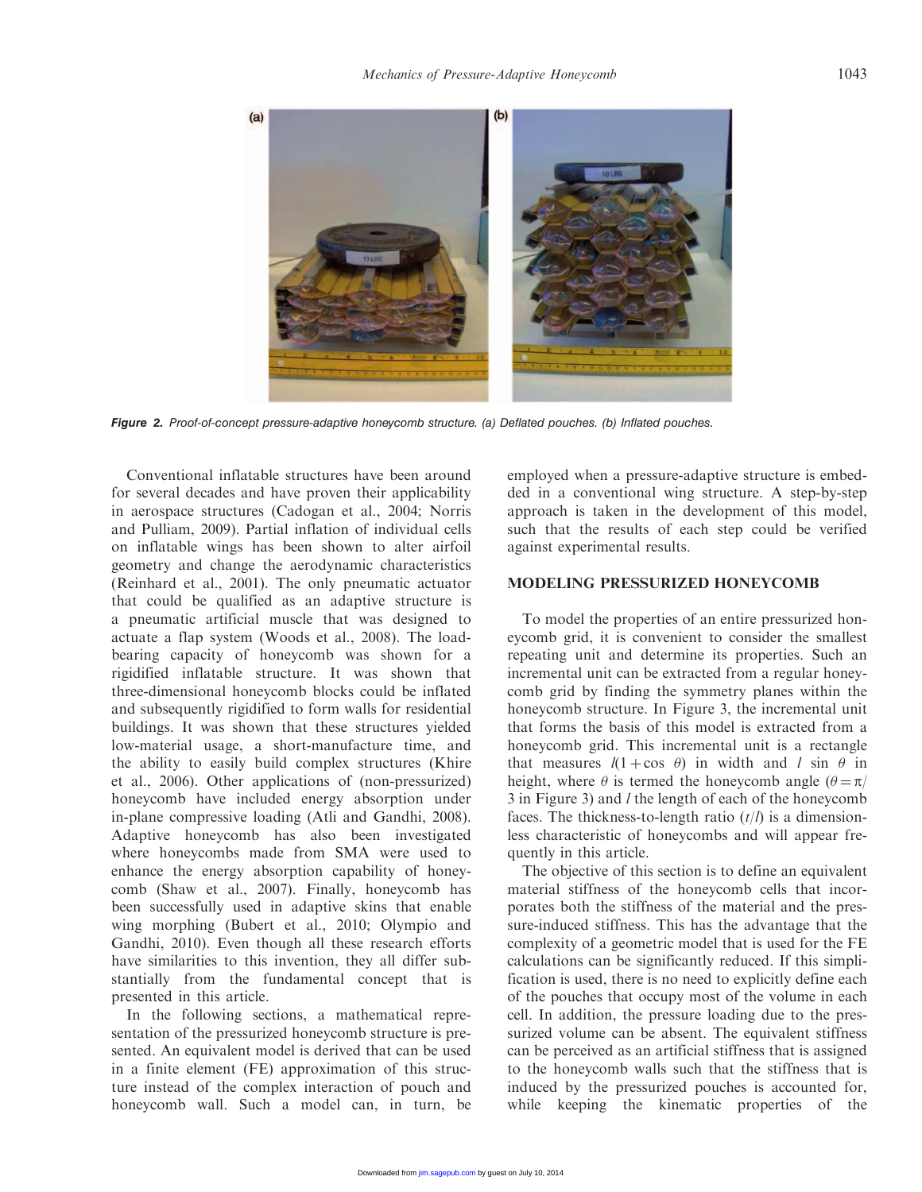Figure 2. Proof-of-concept pressure-adaptive honeycomb structure. (a) Deflated pouches. (b) Inflated pouches.

Conventional inflatable structures have been around for several decades and have proven their applicability in aerospace structures (Cadogan et al., 2004; Norris and Pulliam, 2009). Partial inflation of individual cells on inflatable wings has been shown to alter airfoil geometry and change the aerodynamic characteristics (Reinhard et al., 2001). The only pneumatic actuator that could be qualified as an adaptive structure is a pneumatic artificial muscle that was designed to actuate a flap system (Woods et al., 2008). The load-bearing capacity of honeycomb was shown for a rigidified inflatable structure. It was shown that three-dimensional honeycomb blocks could be inflated and subsequently rigidified to form walls for residential buildings. It was shown that these structures yielded low-material usage, a short-manufacture time, and the ability to easily build complex structures (Khire et al., 2006). Other applications of (non-pressurized) honeycomb have included energy absorption under in-plane compressive loading (Atli and Gandhi, 2008). Adaptive honeycomb has also been investigated where honeycombs made from SMA were used to enhance the energy absorption capability of honeycomb (Shaw et al., 2007). Finally, honeycomb has been successfully used in adaptive skins that enable wing morphing (Bubert et al., 2010; Olympio and Gandhi, 2010). Even though all these research efforts have similarities to this invention, they all differ substantially from the fundamental concept that is presented in this article.

In the following sections, a mathematical representation of the pressurized honeycomb structure is presented. An equivalent model is derived that can be used in a finite element (FE) approximation of this structure instead of the complex interaction of pouch and honeycomb wall. Such a model can, in turn, be employed when a pressure-adaptive structure is embedded in a conventional wing structure. A step-by-step approach is taken in the development of this model, such that the results of each step could be verified against experimental results.

## MODELING PRESSURIZED HONEYCOMB

To model the properties of an entire pressurized honeycomb grid, it is convenient to consider the smallest repeating unit and determine its properties. Such an incremental unit can be extracted from a regular honeycomb grid by finding the symmetry planes within the honeycomb structure. In Figure 3, the incremental unit that forms the basis of this model is extracted from a honeycomb grid. This incremental unit is a rectangle that measures $l(1+\cos\theta)$ in width and $l\sin\theta$ in height, where $\theta$ is termed the honeycomb angle ($\theta=\pi/3$ in Figure 3) and $l$ the length of each of the honeycomb faces. The thickness-to-length ratio ($t/l$) is a dimensionless characteristic of honeycombs and will appear frequently in this article.

The objective of this section is to define an equivalent material stiffness of the honeycomb cells that incorporates both the stiffness of the material and the pressure-induced stiffness. This has the advantage that the complexity of a geometric model that is used for the FE calculations can be significantly reduced. If this simplification is used, there is no need to explicitly define each of the pouches that occupy most of the volume in each cell. In addition, the pressure loading due to the pressurized volume can be absent. The equivalent stiffness can be perceived as an artificial stiffness that is assigned to the honeycomb walls such that the stiffness that is induced by the pressurized pouches is accounted for, while keeping the kinematic properties of the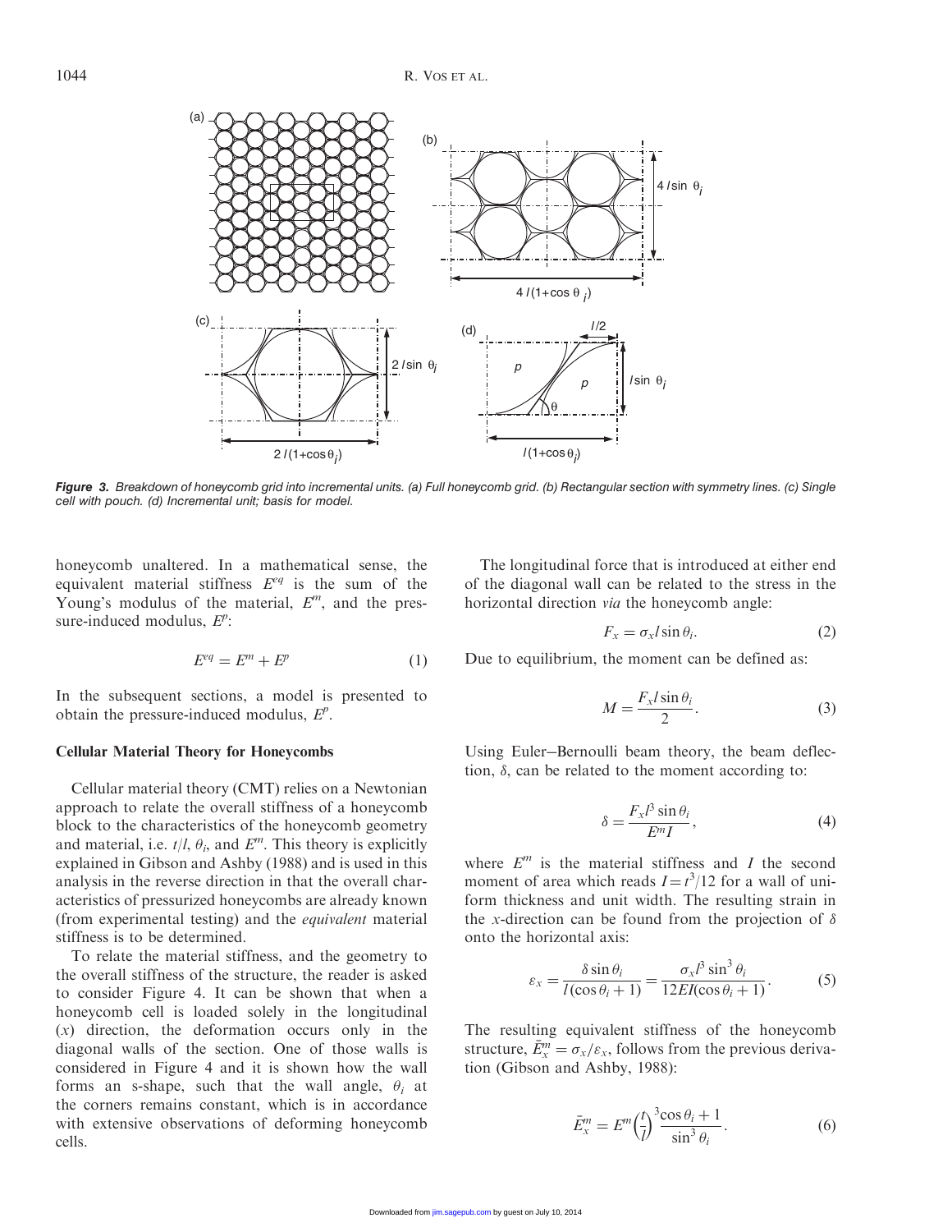**Figure 3.** *Breakdown of honeycomb grid into incremental units. (a) Full honeycomb grid. (b) Rectangular section with symmetry lines. (c) Single cell with pouch. (d) Incremental unit; basis for model.*

honeycomb unaltered. In a mathematical sense, the equivalent material stiffness $E^{eq}$ is the sum of the Young's modulus of the material, $E^m$, and the pressure-induced modulus, $E^p$:

$$E^{eq} = E^m + E^p \tag{1}$$

In the subsequent sections, a model is presented to obtain the pressure-induced modulus, $E^p$.

### Cellular Material Theory for Honeycombs

Cellular material theory (CMT) relies on a Newtonian approach to relate the overall stiffness of a honeycomb block to the characteristics of the honeycomb geometry and material, i.e. $t/l$, $\theta_i$, and $E^m$. This theory is explicitly explained in Gibson and Ashby (1988) and is used in this analysis in the reverse direction in that the overall characteristics of pressurized honeycombs are already known (from experimental testing) and the *equivalent* material stiffness is to be determined.

To relate the material stiffness, and the geometry to the overall stiffness of the structure, the reader is asked to consider Figure 4. It can be shown that when a honeycomb cell is loaded solely in the longitudinal ($x$) direction, the deformation occurs only in the diagonal walls of the section. One of those walls is considered in Figure 4 and it is shown how the wall forms an s-shape, such that the wall angle, $\theta_i$ at the corners remains constant, which is in accordance with extensive observations of deforming honeycomb cells.

The longitudinal force that is introduced at either end of the diagonal wall can be related to the stress in the horizontal direction *via* the honeycomb angle:

$$F_x = \sigma_x l \sin\theta_i. \tag{2}$$

Due to equilibrium, the moment can be defined as:

$$M = \frac{F_x l \sin\theta_i}{2}. \tag{3}$$

Using Euler–Bernoulli beam theory, the beam deflection, $\delta$, can be related to the moment according to:

$$\delta = \frac{F_x l^3 \sin\theta_i}{E^m I}, \tag{4}$$

where $E^m$ is the material stiffness and $I$ the second moment of area which reads $I = t^3/12$ for a wall of uniform thickness and unit width. The resulting strain in the $x$-direction can be found from the projection of $\delta$ onto the horizontal axis:

$$\varepsilon_x = \frac{\delta \sin\theta_i}{l(\cos\theta_i + 1)} = \frac{\sigma_x l^3 \sin^3\theta_i}{12EI(\cos\theta_i + 1)}. \tag{5}$$

The resulting equivalent stiffness of the honeycomb structure, $\bar{E}^m_x = \sigma_x/\varepsilon_x$, follows from the previous derivation (Gibson and Ashby, 1988):

$$\bar{E}^m_x = E^m \left(\frac{t}{l}\right)^3 \frac{\cos\theta_i + 1}{\sin^3\theta_i}. \tag{6}$$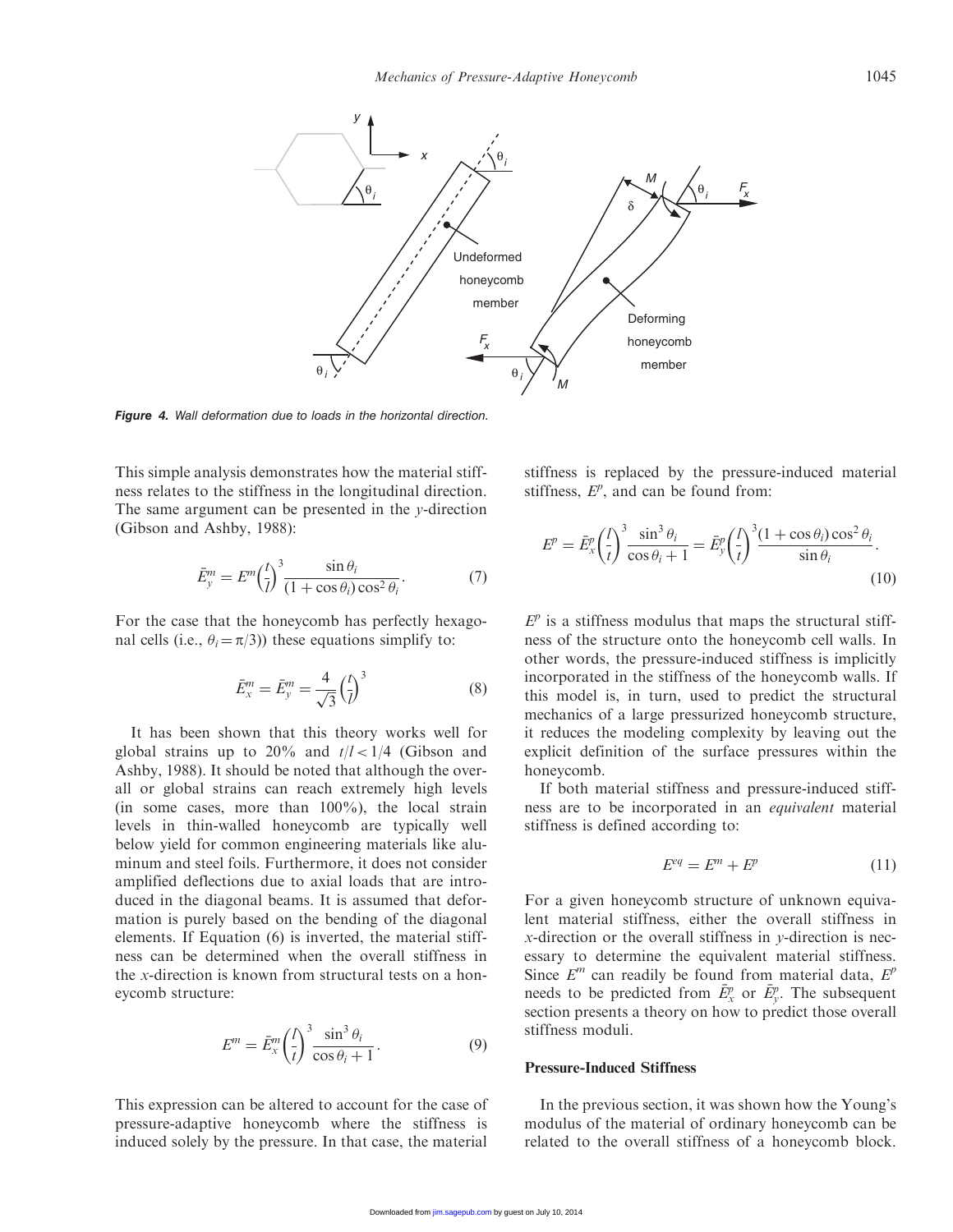Figure 4. Wall deformation due to loads in the horizontal direction.

This simple analysis demonstrates how the material stiffness relates to the stiffness in the longitudinal direction. The same argument can be presented in the $y$-direction (Gibson and Ashby, 1988):

$$\bar{E}_y^m = E^m \left(\frac{t}{l}\right)^3 \frac{\sin\theta_i}{(1+\cos\theta_i)\cos^2\theta_i}. \tag{7}$$

For the case that the honeycomb has perfectly hexagonal cells (i.e., $\theta_i = \pi/3$)) these equations simplify to:

$$\bar{E}_x^m = \bar{E}_y^m = \frac{4}{\sqrt{3}}\left(\frac{t}{l}\right)^3 \tag{8}$$

It has been shown that this theory works well for global strains up to 20% and $t/l < 1/4$ (Gibson and Ashby, 1988). It should be noted that although the overall or global strains can reach extremely high levels (in some cases, more than 100%), the local strain levels in thin-walled honeycomb are typically well below yield for common engineering materials like aluminum and steel foils. Furthermore, it does not consider amplified deflections due to axial loads that are introduced in the diagonal beams. It is assumed that deformation is purely based on the bending of the diagonal elements. If Equation (6) is inverted, the material stiffness can be determined when the overall stiffness in the $x$-direction is known from structural tests on a honeycomb structure:

$$E^m = \bar{E}_x^m \left(\frac{l}{t}\right)^3 \frac{\sin^3\theta_i}{\cos\theta_i + 1}. \tag{9}$$

This expression can be altered to account for the case of pressure-adaptive honeycomb where the stiffness is induced solely by the pressure. In that case, the material stiffness is replaced by the pressure-induced material stiffness, $E^p$, and can be found from:

$$E^p = \bar{E}_x^p \left(\frac{l}{t}\right)^3 \frac{\sin^3\theta_i}{\cos\theta_i + 1} = \bar{E}_y^p \left(\frac{l}{t}\right)^3 \frac{(1+\cos\theta_i)\cos^2\theta_i}{\sin\theta_i}. \tag{10}$$

$E^p$ is a stiffness modulus that maps the structural stiffness of the structure onto the honeycomb cell walls. In other words, the pressure-induced stiffness is implicitly incorporated in the stiffness of the honeycomb walls. If this model is, in turn, used to predict the structural mechanics of a large pressurized honeycomb structure, it reduces the modeling complexity by leaving out the explicit definition of the surface pressures within the honeycomb.

If both material stiffness and pressure-induced stiffness are to be incorporated in an *equivalent* material stiffness is defined according to:

$$E^{eq} = E^m + E^p \tag{11}$$

For a given honeycomb structure of unknown equivalent material stiffness, either the overall stiffness in $x$-direction or the overall stiffness in $y$-direction is necessary to determine the equivalent material stiffness. Since $E^m$ can readily be found from material data, $E^p$ needs to be predicted from $\bar{E}_x^p$ or $\bar{E}_y^p$. The subsequent section presents a theory on how to predict those overall stiffness moduli.

### Pressure-Induced Stiffness

In the previous section, it was shown how the Young's modulus of the material of ordinary honeycomb can be related to the stiffness of a honeycomb block.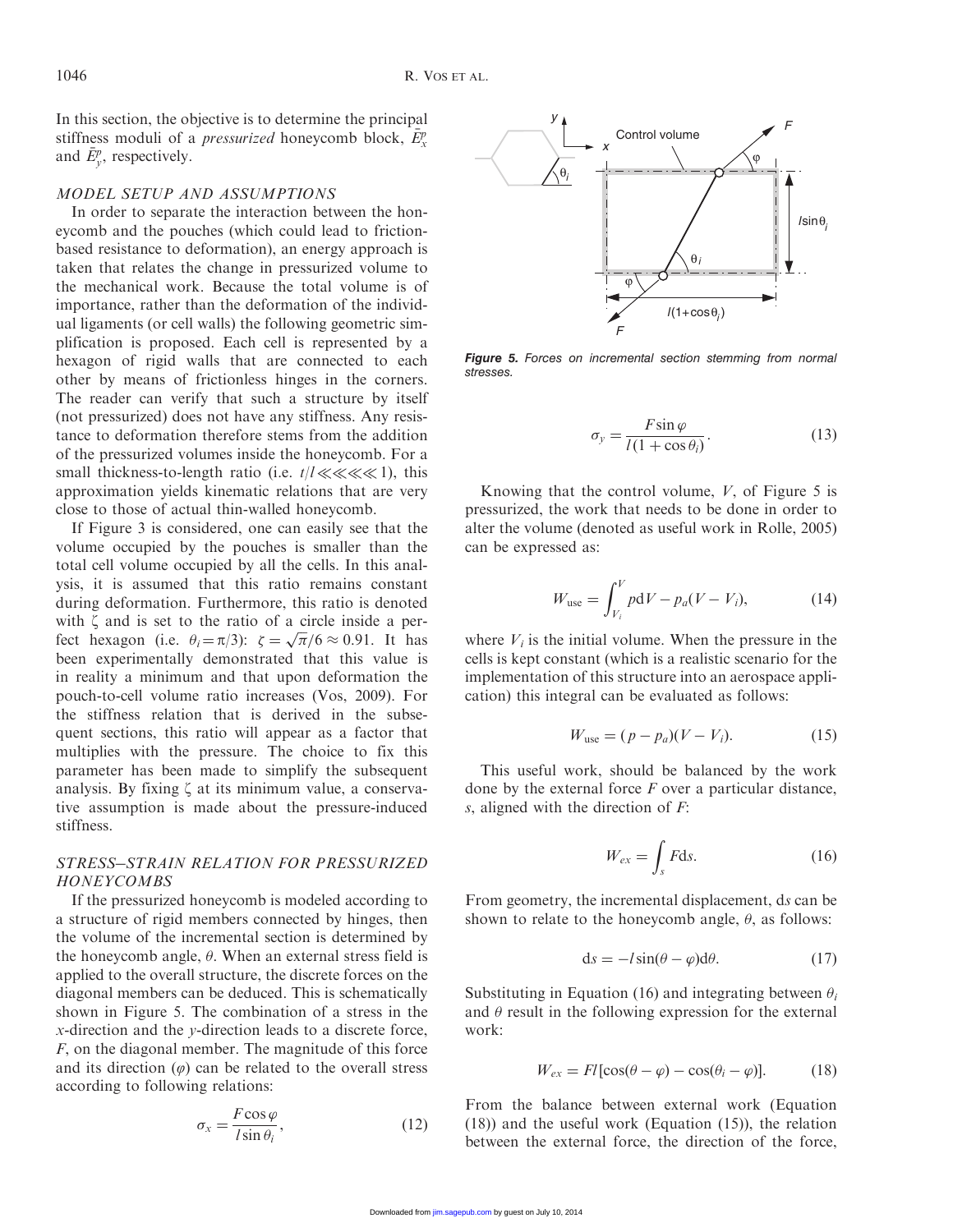In this section, the objective is to determine the principal stiffness moduli of a *pressurized* honeycomb block, $\bar{E}_x^p$ and $\bar{E}_y^p$, respectively.

### MODEL SETUP AND ASSUMPTIONS

In order to separate the interaction between the honeycomb and the pouches (which could lead to friction-based resistance to deformation), an energy approach is taken that relates the change in pressurized volume to the mechanical work. Because the total volume is of importance, rather than the deformation of the individual ligaments (or cell walls) the following geometric simplification is proposed. Each cell is represented by a hexagon of rigid walls that are connected to each other by means of frictionless hinges in the corners. The reader can verify that such a structure by itself (not pressurized) does not have any stiffness. Any resistance to deformation therefore stems from the addition of the pressurized volumes inside the honeycomb. For a small thickness-to-length ratio (i.e. $t/l \lll\lll 1$), this approximation yields kinematic relations that are very close to those of actual thin-walled honeycomb.

If Figure 3 is considered, one can easily see that the volume occupied by the pouches is smaller than the total cell volume occupied by all the cells. In this analysis, it is assumed that this ratio remains constant during deformation. Furthermore, this ratio is denoted with $\zeta$ and is set to the ratio of a circle inside a perfect hexagon (i.e. $\theta_i = \pi/3$): $\zeta = \sqrt{\pi/6} \approx 0.91$. It has been experimentally demonstrated that this value is in reality a minimum and that upon deformation the pouch-to-cell volume ratio increases (Vos, 2009). For the stiffness relation that is derived in the subsequent sections, this ratio will appear as a factor that multiplies with the pressure. The choice to fix this parameter has been made to simplify the subsequent analysis. By fixing $\zeta$ at its minimum value, a conservative assumption is made about the pressure-induced stiffness.

### STRESS–STRAIN RELATION FOR PRESSURIZED HONEYCOMBS

If the pressurized honeycomb is modeled according to a structure of rigid members connected by hinges, then the volume of the incremental section is determined by the honeycomb angle, $\theta$. When an external stress field is applied to the overall structure, the discrete forces on the diagonal members can be deduced. This is schematically shown in Figure 5. The combination of a stress in the $x$-direction and the $y$-direction leads to a discrete force, $F$, on the diagonal member. The magnitude of this force and its direction ($\varphi$) can be related to the overall stress according to following relations:

$$\sigma_x = \frac{F\cos\varphi}{l\sin\theta_i}, \tag{12}$$

*Figure 5. Forces on incremental section stemming from normal stresses.*

$$\sigma_y = \frac{F\sin\varphi}{l(1+\cos\theta_i)}. \tag{13}$$

Knowing that the control volume, $V$, of Figure 5 is pressurized, the work that needs to be done in order to alter the volume (denoted as useful work in Rolle, 2005) can be expressed as:

$$W_{\text{use}} = \int_{V_i}^{V} p\,\mathrm{d}V - p_a(V - V_i), \tag{14}$$

where $V_i$ is the initial volume. When the pressure in the cells is kept constant (which is a realistic scenario for the implementation of this structure into an aerospace application) this integral can be evaluated as follows:

$$W_{\text{use}} = (p - p_a)(V - V_i). \tag{15}$$

This useful work, should be balanced by the work done by the external force $F$ over a particular distance, $s$, aligned with the direction of $F$:

$$W_{ex} = \int_s F\mathrm{d}s. \tag{16}$$

From geometry, the incremental displacement, $\mathrm{d}s$ can be shown to relate to the honeycomb angle, $\theta$, as follows:

$$\mathrm{d}s = -l\sin(\theta - \varphi)\mathrm{d}\theta. \tag{17}$$

Substituting in Equation (16) and integrating between $\theta_i$ and $\theta$ result in the following expression for the external work:

$$W_{ex} = Fl[\cos(\theta - \varphi) - \cos(\theta_i - \varphi)]. \tag{18}$$

From the balance between external work (Equation (18)) and the useful work (Equation (15)), the relation between the external force, the direction of the force,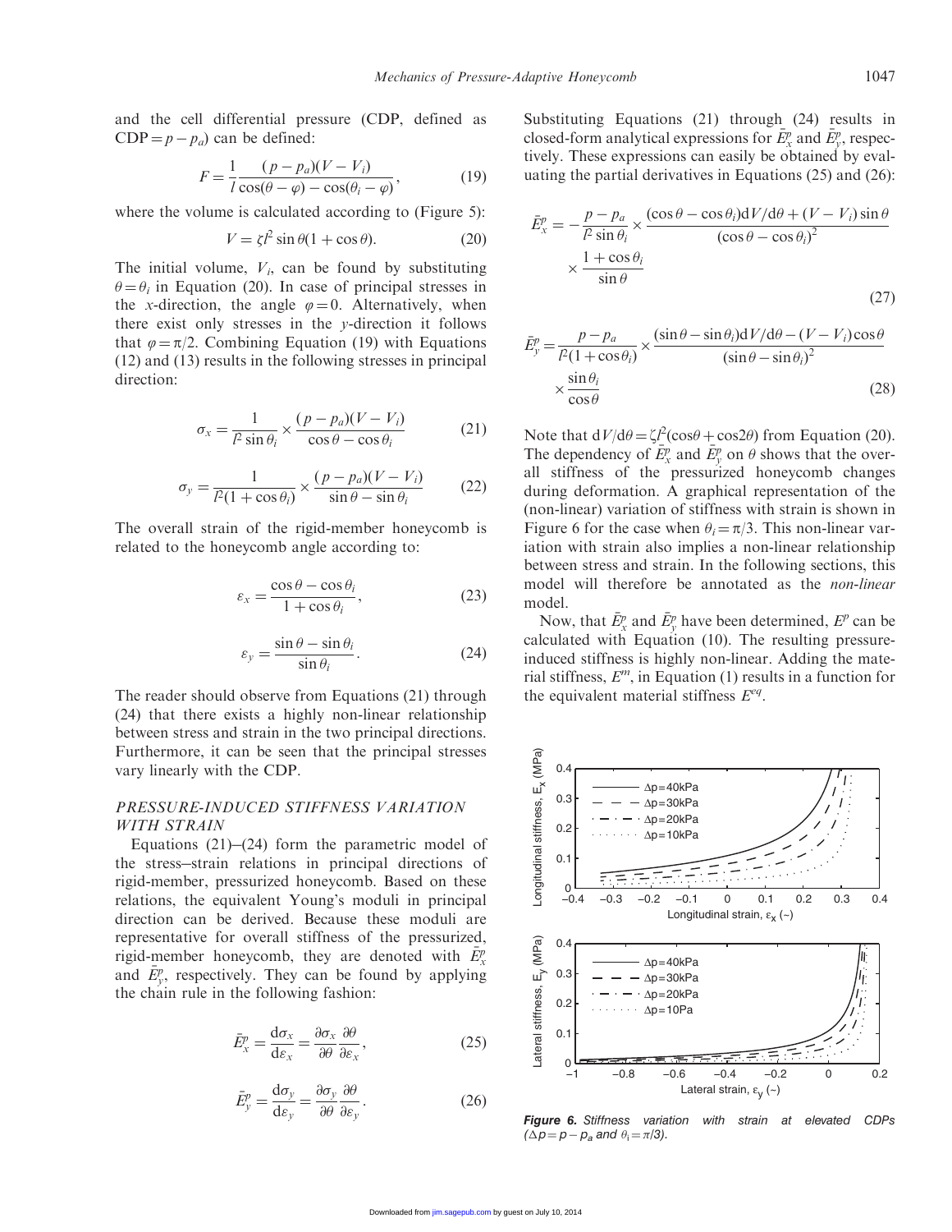and the cell differential pressure (CDP, defined as $\text{CDP} = p - p_a$) can be defined:

$$F = \frac{1}{l} \frac{(p - p_a)(V - V_i)}{\cos(\theta - \varphi) - \cos(\theta_i - \varphi)}, \tag{19}$$

where the volume is calculated according to (Figure 5):

$$V = \zeta l^2 \sin\theta (1 + \cos\theta). \tag{20}$$

The initial volume, $V_i$, can be found by substituting $\theta = \theta_i$ in Equation (20). In case of principal stresses in the $x$-direction, the angle $\varphi = 0$. Alternatively, when there exist only stresses in the $y$-direction it follows that $\varphi = \pi/2$. Combining Equation (19) with Equations (12) and (13) results in the following stresses in principal direction:

$$\sigma_x = \frac{1}{l^2 \sin\theta_i} \times \frac{(p - p_a)(V - V_i)}{\cos\theta - \cos\theta_i} \tag{21}$$

$$\sigma_y = \frac{1}{l^2 (1 + \cos\theta_i)} \times \frac{(p - p_a)(V - V_i)}{\sin\theta - \sin\theta_i} \tag{22}$$

The overall strain of the rigid-member honeycomb is related to the honeycomb angle according to:

$$\varepsilon_x = \frac{\cos\theta - \cos\theta_i}{1 + \cos\theta_i}, \tag{23}$$

$$\varepsilon_y = \frac{\sin\theta - \sin\theta_i}{\sin\theta_i}. \tag{24}$$

The reader should observe from Equations (21) through (24) that there exists a highly non-linear relationship between stress and strain in the two principal directions. Furthermore, it can be seen that the principal stresses vary linearly with the CDP.

## PRESSURE-INDUCED STIFFNESS VARIATION WITH STRAIN

Equations (21)–(24) form the parametric model of the stress–strain relations in principal directions of rigid-member, pressurized honeycomb. Based on these relations, the equivalent Young's moduli in principal direction can be derived. Because these moduli are representative for overall stiffness of the pressurized, rigid-member honeycomb, they are denoted with $\bar{E}_x^p$ and $\bar{E}_y^p$, respectively. They can be found by applying the chain rule in the following fashion:

$$\bar{E}_x^p = \frac{d\sigma_x}{d\varepsilon_x} = \frac{\partial\sigma_x}{\partial\theta}\frac{\partial\theta}{\partial\varepsilon_x}, \tag{25}$$

$$\bar{E}_y^p = \frac{d\sigma_y}{d\varepsilon_y} = \frac{\partial\sigma_y}{\partial\theta}\frac{\partial\theta}{\partial\varepsilon_y}. \tag{26}$$

Substituting Equations (21) through (24) results in closed-form analytical expressions for $\bar{E}_x^p$ and $\bar{E}_y^p$, respectively. These expressions can easily be obtained by evaluating the partial derivatives in Equations (25) and (26):

$$\bar{E}_x^p = -\frac{p - p_a}{l^2 \sin\theta_i} \times \frac{(\cos\theta - \cos\theta_i)\,dV/d\theta + (V - V_i)\sin\theta}{(\cos\theta - \cos\theta_i)^2} \times \frac{1 + \cos\theta_i}{\sin\theta} \tag{27}$$

$$\bar{E}_y^p = \frac{p - p_a}{l^2 (1 + \cos\theta_i)} \times \frac{(\sin\theta - \sin\theta_i)\,dV/d\theta - (V - V_i)\cos\theta}{(\sin\theta - \sin\theta_i)^2} \times \frac{\sin\theta_i}{\cos\theta} \tag{28}$$

Note that $dV/d\theta = \zeta l^2 (\cos\theta + \cos 2\theta)$ from Equation (20). The dependency of $\bar{E}_x^p$ and $\bar{E}_y^p$ on $\theta$ shows that the overall stiffness of the pressurized honeycomb changes during deformation. A graphical representation of the (non-linear) variation of stiffness with strain is shown in Figure 6 for the case when $\theta_i = \pi/3$. This non-linear variation with strain also implies a non-linear relationship between stress and strain. In the following sections, this model will therefore be annotated as the *non-linear* model.

Now, that $\bar{E}_x^p$ and $\bar{E}_y^p$ have been determined, $E^p$ can be calculated with Equation (10). The resulting pressure-induced stiffness is highly non-linear. Adding the material stiffness, $E^m$, in Equation (1) results in a function for the equivalent material stiffness $E^{eq}$.

**Figure 6.** *Stiffness variation with strain at elevated CDPs ($\Delta p = p - p_a$ and $\theta_i = \pi/3$).*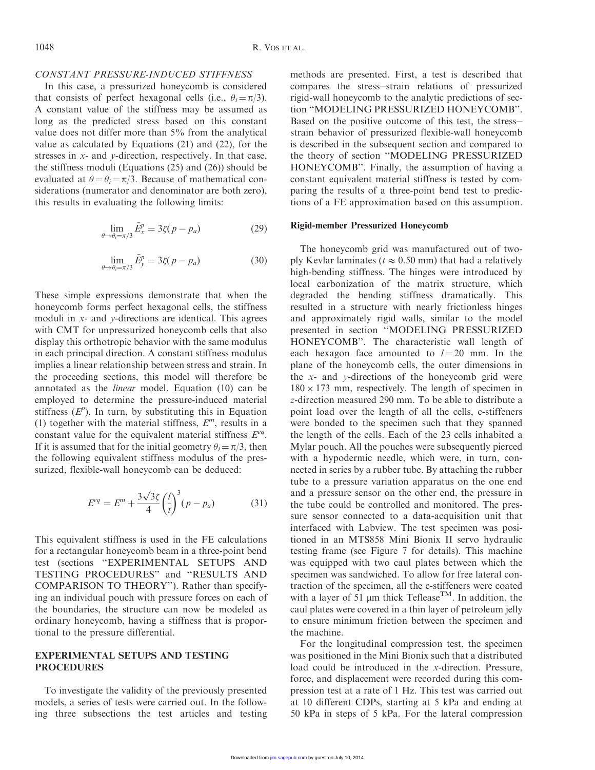### *CONSTANT PRESSURE-INDUCED STIFFNESS*

In this case, a pressurized honeycomb is considered that consists of perfect hexagonal cells (i.e., $\theta_i = \pi/3$). A constant value of the stiffness may be assumed as long as the predicted stress based on this constant value does not differ more than 5% from the analytical value as calculated by Equations (21) and (22), for the stresses in $x$- and $y$-direction, respectively. In that case, the stiffness moduli (Equations (25) and (26)) should be evaluated at $\theta = \theta_i = \pi/3$. Because of mathematical considerations (numerator and denominator are both zero), this results in evaluating the following limits:

$$\lim_{\theta \to \theta_i = \pi/3} \bar{E}^p_x = 3\zeta(p - p_a) \tag{29}$$

$$\lim_{\theta \to \theta_i = \pi/3} \bar{E}^p_y = 3\zeta(p - p_a) \tag{30}$$

These simple expressions demonstrate that when the honeycomb forms perfect hexagonal cells, the stiffness moduli in $x$- and $y$-directions are identical. This agrees with CMT for unpressurized honeycomb cells that also display this orthotropic behavior with the same modulus in each principal direction. A constant stiffness modulus implies a linear relationship between stress and strain. In the proceeding sections, this model will therefore be annotated as the *linear* model. Equation (10) can be employed to determine the pressure-induced material stiffness ($E^p$). In turn, by substituting this in Equation (1) together with the material stiffness, $E^m$, results in a constant value for the equivalent material stiffness $E^{eq}$. If it is assumed that for the initial geometry $\theta_i = \pi/3$, then the following equivalent stiffness modulus of the pressurized, flexible-wall honeycomb can be deduced:

$$E^{eq} = E^m + \frac{3\sqrt{3}\zeta}{4}\left(\frac{l}{t}\right)^3 (p - p_a) \tag{31}$$

This equivalent stiffness is used in the FE calculations for a rectangular honeycomb beam in a three-point bend test (sections "EXPERIMENTAL SETUPS AND TESTING PROCEDURES" and "RESULTS AND COMPARISON TO THEORY"). Rather than specifying an individual pouch with pressure forces on each of the boundaries, the structure can now be modeled as ordinary honeycomb, having a stiffness that is proportional to the pressure differential.

## EXPERIMENTAL SETUPS AND TESTING PROCEDURES

To investigate the validity of the previously presented models, a series of tests were carried out. In the following three subsections the test articles and testing methods are presented. First, a test is described that compares the stress–strain relations of pressurized rigid-wall honeycomb to the analytic predictions of section "MODELING PRESSURIZED HONEYCOMB". Based on the positive outcome of this test, the stress–strain behavior of pressurized flexible-wall honeycomb is described in the subsequent section and compared to the theory of section "MODELING PRESSURIZED HONEYCOMB". Finally, the assumption of having a constant equivalent material stiffness is tested by comparing the results of a three-point bend test to predictions of a FE approximation based on this assumption.

### Rigid-member Pressurized Honeycomb

The honeycomb grid was manufactured out of two-ply Kevlar laminates ($t \approx 0.50$ mm) that had a relatively high-bending stiffness. The hinges were introduced by local carbonization of the matrix structure, which degraded the bending stiffness dramatically. This resulted in a structure with nearly frictionless hinges and approximately rigid walls, similar to the model presented in section "MODELING PRESSURIZED HONEYCOMB". The characteristic wall length of each hexagon face amounted to $l = 20$ mm. In the plane of the honeycomb cells, the outer dimensions in the $x$- and $y$-directions of the honeycomb grid were $180 \times 173$ mm, respectively. The length of specimen in $z$-direction measured 290 mm. To be able to distribute a point load over the length of all the cells, c-stiffeners were bonded to the specimen such that they spanned the length of the cells. Each of the 23 cells inhabited a Mylar pouch. All the pouches were subsequently pierced with a hypodermic needle, which were, in turn, connected in series by a rubber tube. By attaching the rubber tube to a pressure variation apparatus on the one end and a pressure sensor on the other end, the pressure in the tube could be controlled and monitored. The pressure sensor connected to a data-acquisition unit that interfaced with Labview. The test specimen was positioned in an MTS858 Mini Bionix II servo hydraulic testing frame (see Figure 7 for details). This machine was equipped with two caul plates between which the specimen was sandwiched. To allow for free lateral contraction of the specimen, all the c-stiffeners were coated with a layer of 51 μm thick Teflease™. In addition, the caul plates were covered in a thin layer of petroleum jelly to ensure minimum friction between the specimen and the machine.

For the longitudinal compression test, the specimen was positioned in the Mini Bionix such that a distributed load could be introduced in the $x$-direction. Pressure, force, and displacement were recorded during this compression test at a rate of 1 Hz. This test was carried out at 10 different CDPs, starting at 5 kPa and ending at 50 kPa in steps of 5 kPa. For the lateral compression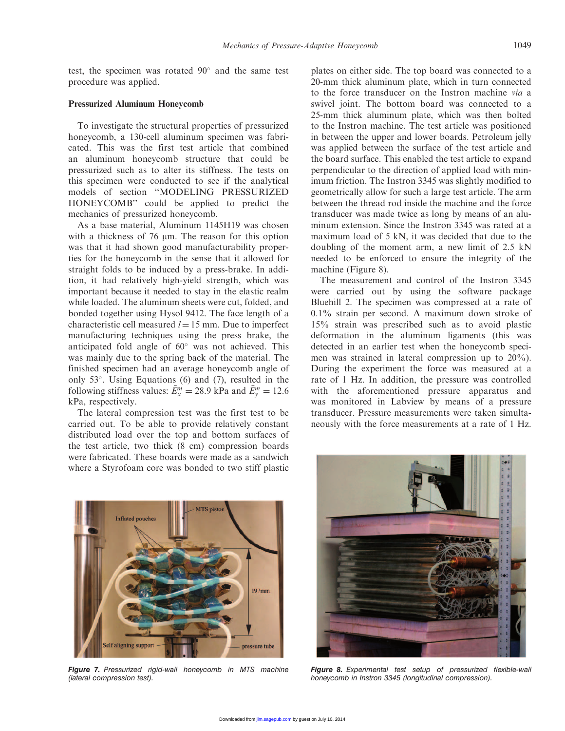test, the specimen was rotated 90° and the same test procedure was applied.

### Pressurized Aluminum Honeycomb

To investigate the structural properties of pressurized honeycomb, a 130-cell aluminum specimen was fabricated. This was the first test article that combined an aluminum honeycomb structure that could be pressurized such as to alter its stiffness. The tests on this specimen were conducted to see if the analytical models of section "MODELING PRESSURIZED HONEYCOMB" could be applied to predict the mechanics of pressurized honeycomb.

As a base material, Aluminum 1145H19 was chosen with a thickness of 76 μm. The reason for this option was that it had shown good manufacturability properties for the honeycomb in the sense that it allowed for straight folds to be induced by a press-brake. In addition, it had relatively high-yield strength, which was important because it needed to stay in the elastic realm while loaded. The aluminum sheets were cut, folded, and bonded together using Hysol 9412. The face length of a characteristic cell measured $l = 15$ mm. Due to imperfect manufacturing techniques using the press brake, the anticipated fold angle of 60° was not achieved. This was mainly due to the spring back of the material. The finished specimen had an average honeycomb angle of only 53°. Using Equations (6) and (7), resulted in the following stiffness values: $\bar{E}_x^m = 28.9$ kPa and $\bar{E}_y^m = 12.6$ kPa, respectively.

The lateral compression test was the first test to be carried out. To be able to provide relatively constant distributed load over the top and bottom surfaces of the test article, two thick (8 cm) compression boards were fabricated. These boards were made as a sandwich where a Styrofoam core was bonded to two stiff plastic plates on either side. The top board was connected to a 20-mm thick aluminum plate, which in turn connected to the force transducer on the Instron machine *via* a swivel joint. The bottom board was connected to a 25-mm thick aluminum plate, which was then bolted to the Instron machine. The test article was positioned in between the upper and lower boards. Petroleum jelly was applied between the surface of the test article and the board surface. This enabled the test article to expand perpendicular to the direction of applied load with minimum friction. The Instron 3345 was slightly modified to geometrically allow for such a large test article. The arm between the thread rod inside the machine and the force transducer was made twice as long by means of an aluminum extension. Since the Instron 3345 was rated at a maximum load of 5 kN, it was decided that due to the doubling of the moment arm, a new limit of 2.5 kN needed to be enforced to ensure the integrity of the machine (Figure 8).

The measurement and control of the Instron 3345 were carried out by using the software package Bluehill 2. The specimen was compressed at a rate of 0.1% strain per second. A maximum down stroke of 15% strain was prescribed such as to avoid plastic deformation in the aluminum ligaments (this was detected in an earlier test when the honeycomb specimen was strained in lateral compression up to 20%). During the experiment the force was measured at a rate of 1 Hz. In addition, the pressure was controlled with the aforementioned pressure apparatus and was monitored in Labview by means of a pressure transducer. Pressure measurements were taken simultaneously with the force measurements at a rate of 1 Hz.

**Figure 7.** *Pressurized rigid-wall honeycomb in MTS machine (lateral compression test).*

**Figure 8.** *Experimental test setup of pressurized flexible-wall honeycomb in Instron 3345 (longitudinal compression).*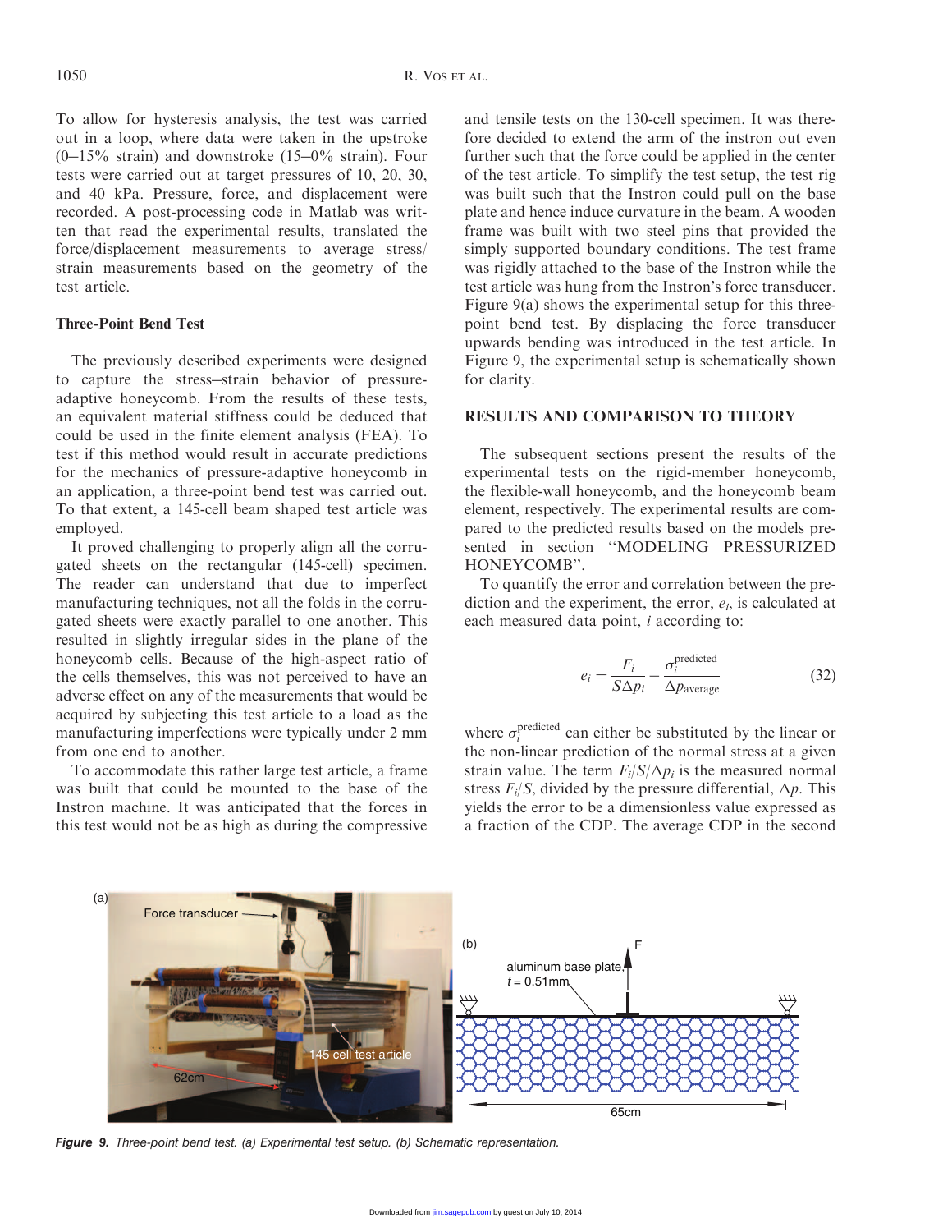To allow for hysteresis analysis, the test was carried out in a loop, where data were taken in the upstroke (0–15% strain) and downstroke (15–0% strain). Four tests were carried out at target pressures of 10, 20, 30, and 40 kPa. Pressure, force, and displacement were recorded. A post-processing code in Matlab was written that read the experimental results, translated the force/displacement measurements to average stress/strain measurements based on the geometry of the test article.

### Three-Point Bend Test

The previously described experiments were designed to capture the stress–strain behavior of pressure-adaptive honeycomb. From the results of these tests, an equivalent material stiffness could be deduced that could be used in the finite element analysis (FEA). To test if this method would result in accurate predictions for the mechanics of pressure-adaptive honeycomb in an application, a three-point bend test was carried out. To that extent, a 145-cell beam shaped test article was employed.

It proved challenging to properly align all the corrugated sheets on the rectangular (145-cell) specimen. The reader can understand that due to imperfect manufacturing techniques, not all the folds in the corrugated sheets were exactly parallel to one another. This resulted in slightly irregular sides in the plane of the honeycomb cells. Because of the high-aspect ratio of the cells themselves, this was not perceived to have an adverse effect on any of the measurements that would be acquired by subjecting this test article to a load as the manufacturing imperfections were typically under 2 mm from one end to another.

To accommodate this rather large test article, a frame was built that could be mounted to the base of the Instron machine. It was anticipated that the forces in this test would not be as high as during the compressive and tensile tests on the 130-cell specimen. It was therefore decided to extend the arm of the instron out even further such that the force could be applied in the center of the test article. To simplify the test setup, the test rig was built such that the Instron could pull on the base plate and hence induce curvature in the beam. A wooden frame was built with two steel pins that provided the simply supported boundary conditions. The test frame was rigidly attached to the base of the Instron while the test article was hung from the Instron's force transducer. Figure 9(a) shows the experimental setup for this three-point bend test. By displacing the force transducer upwards bending was introduced in the test article. In Figure 9, the experimental setup is schematically shown for clarity.

## RESULTS AND COMPARISON TO THEORY

The subsequent sections present the results of the experimental tests on the rigid-member honeycomb, the flexible-wall honeycomb, and the honeycomb beam element, respectively. The experimental results are compared to the predicted results based on the models presented in section "MODELING PRESSURIZED HONEYCOMB".

To quantify the error and correlation between the prediction and the experiment, the error, $e_i$, is calculated at each measured data point, $i$ according to:

$$e_i = \frac{F_i}{S\Delta p_i} - \frac{\sigma_i^{\text{predicted}}}{\Delta p_{\text{average}}} \tag{32}$$

where $\sigma_i^{\text{predicted}}$ can either be substituted by the linear or the non-linear prediction of the normal stress at a given strain value. The term $F_i/S/\Delta p_i$ is the measured normal stress $F_i/S$, divided by the pressure differential, $\Delta p$. This yields the error to be a dimensionless value expressed as a fraction of the CDP. The average CDP in the second

(a)

Force transducer

145 cell test article

62cm

(b)

F

aluminum base plate,
$t = 0.51$mm

65cm

*Figure 9. Three-point bend test. (a) Experimental test setup. (b) Schematic representation.*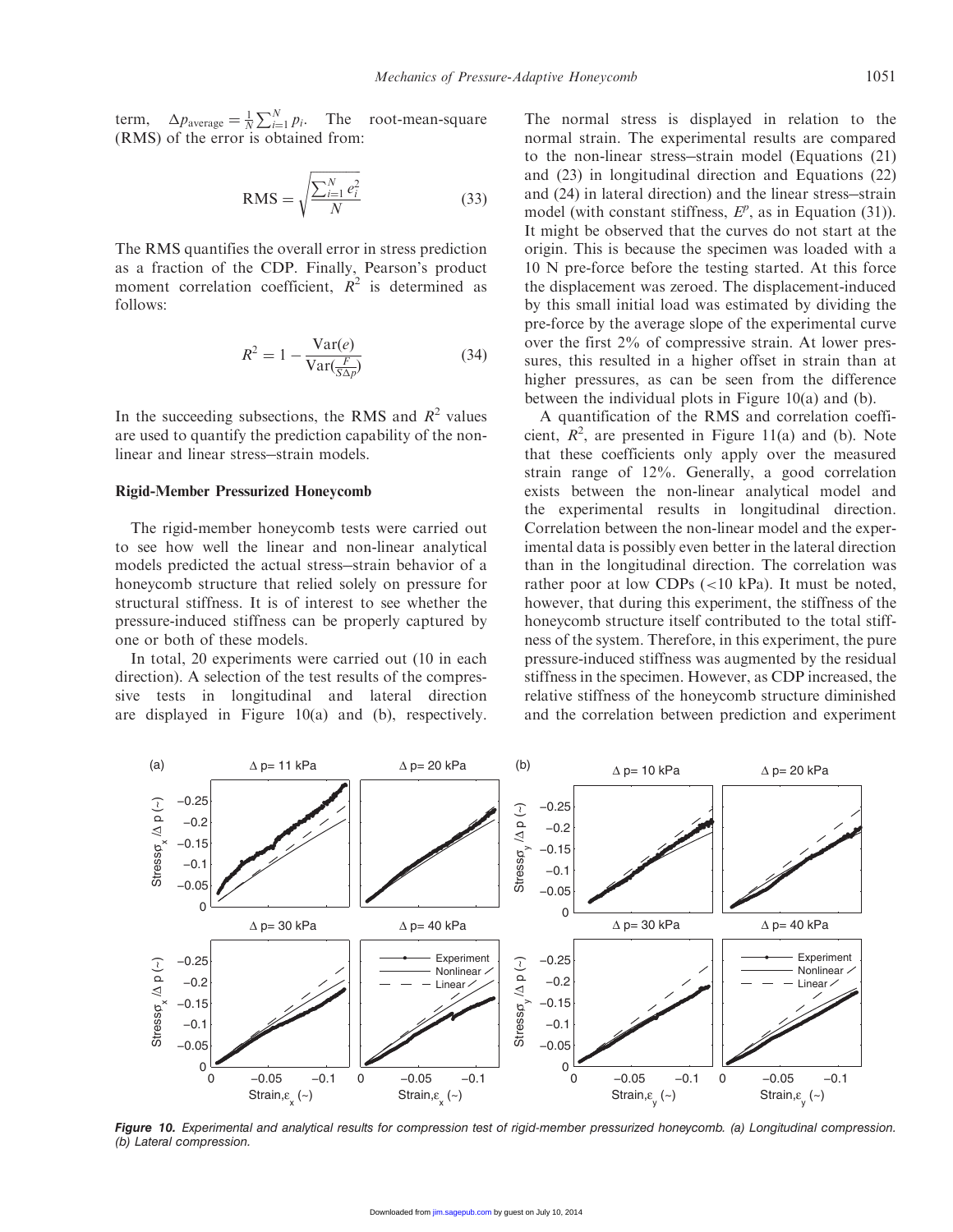term, $\Delta p_{\text{average}} = \frac{1}{N}\sum_{i=1}^{N} p_i$. The root-mean-square (RMS) of the error is obtained from:

$$\text{RMS} = \sqrt{\frac{\sum_{i=1}^{N} e_i^2}{N}} \tag{33}$$

The RMS quantifies the overall error in stress prediction as a fraction of the CDP. Finally, Pearson's product moment correlation coefficient, $R^2$ is determined as follows:

$$R^2 = 1 - \frac{\text{Var}(e)}{\text{Var}(\frac{F}{S\Delta p})} \tag{34}$$

In the succeeding subsections, the RMS and $R^2$ values are used to quantify the prediction capability of the non-linear and linear stress–strain models.

### Rigid-Member Pressurized Honeycomb

The rigid-member honeycomb tests were carried out to see how well the linear and non-linear analytical models predicted the actual stress–strain behavior of a honeycomb structure that relied solely on pressure for structural stiffness. It is of interest to see whether the pressure-induced stiffness can be properly captured by one or both of these models.

In total, 20 experiments were carried out (10 in each direction). A selection of the test results of the compressive tests in longitudinal and lateral direction are displayed in Figure 10(a) and (b), respectively. The normal stress is displayed in relation to the normal strain. The experimental results are compared to the non-linear stress–strain model (Equations (21) and (23) in longitudinal direction and Equations (22) and (24) in lateral direction) and the linear stress–strain model (with constant stiffness, $E^p$, as in Equation (31)). It might be observed that the curves do not start at the origin. This is because the specimen was loaded with a 10 N pre-force before the testing started. At this force the displacement was zeroed. The displacement-induced by this small initial load was estimated by dividing the pre-force by the average slope of the experimental curve over the first 2% of compressive strain. At lower pressures, this resulted in a higher offset in strain than at higher pressures, as can be seen from the difference between the individual plots in Figure 10(a) and (b).

A quantification of the RMS and correlation coefficient, $R^2$, are presented in Figure 11(a) and (b). Note that these coefficients only apply over the measured strain range of 12%. Generally, a good correlation exists between the non-linear analytical model and the experimental results in longitudinal direction. Correlation between the non-linear model and the experimental data is possibly even better in the lateral direction than in the longitudinal direction. The correlation was rather poor at low CDPs (<10 kPa). It must be noted, however, that during this experiment, the stiffness of the honeycomb structure itself contributed to the total stiffness of the system. Therefore, in this experiment, the pure pressure-induced stiffness was augmented by the residual stiffness in the specimen. However, as CDP increased, the relative stiffness of the honeycomb structure diminished and the correlation between prediction and experiment

*Figure 10. Experimental and analytical results for compression test of rigid-member pressurized honeycomb. (a) Longitudinal compression. (b) Lateral compression.*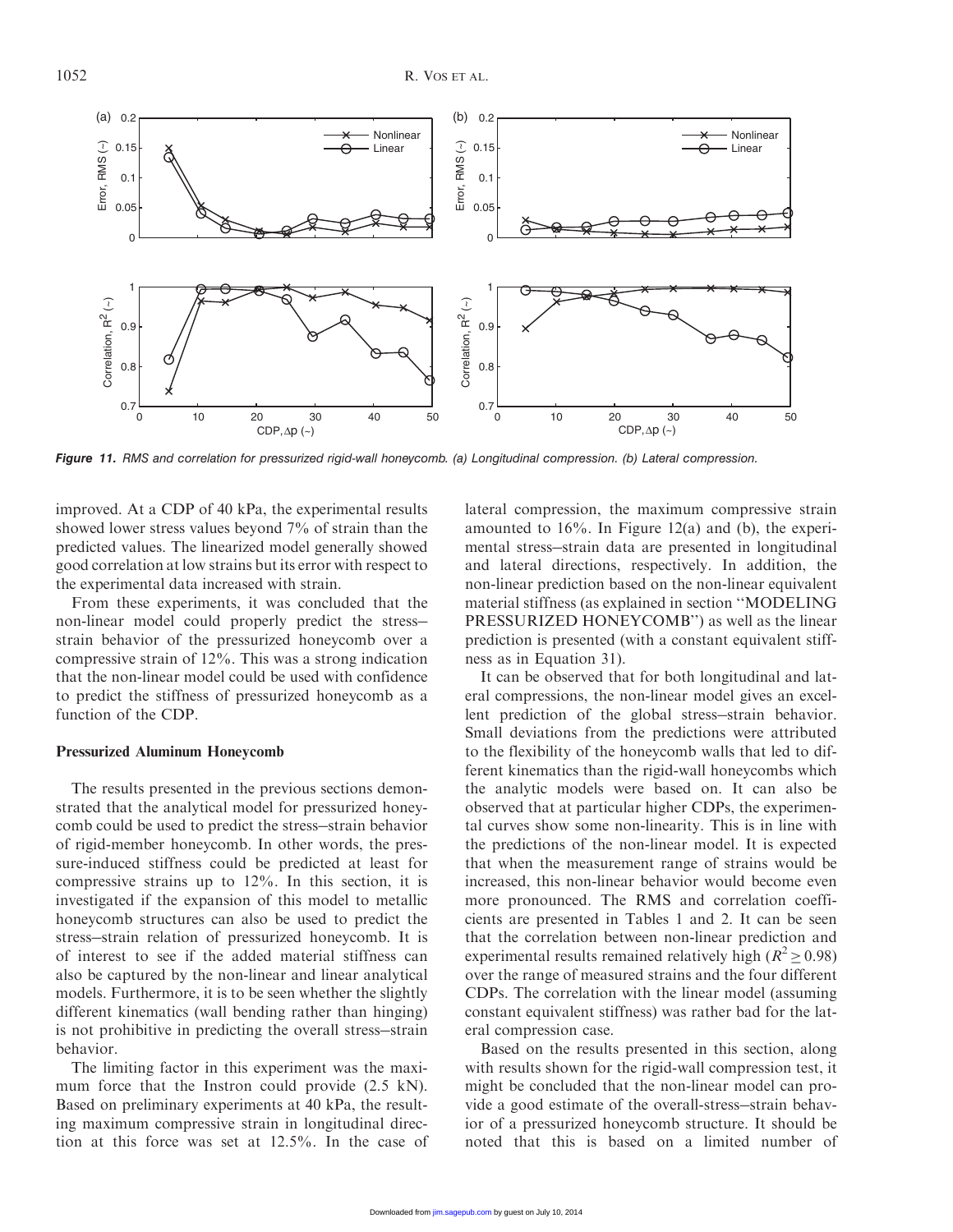Figure 11. RMS and correlation for pressurized rigid-wall honeycomb. (a) Longitudinal compression. (b) Lateral compression.

improved. At a CDP of 40 kPa, the experimental results showed lower stress values beyond 7% of strain than the predicted values. The linearized model generally showed good correlation at low strains but its error with respect to the experimental data increased with strain.

From these experiments, it was concluded that the non-linear model could properly predict the stress–strain behavior of the pressurized honeycomb over a compressive strain of 12%. This was a strong indication that the non-linear model could be used with confidence to predict the stiffness of pressurized honeycomb as a function of the CDP.

### Pressurized Aluminum Honeycomb

The results presented in the previous sections demonstrated that the analytical model for pressurized honeycomb could be used to predict the stress–strain behavior of rigid-member honeycomb. In other words, the pressure-induced stiffness could be predicted at least for compressive strains up to 12%. In this section, it is investigated if the expansion of this model to metallic honeycomb structures can also be used to predict the stress–strain relation of pressurized honeycomb. It is of interest to see if the added material stiffness can also be captured by the non-linear and linear analytical models. Furthermore, it is to be seen whether the slightly different kinematics (wall bending rather than hinging) is not prohibitive in predicting the overall stress–strain behavior.

The limiting factor in this experiment was the maximum force that the Instron could provide (2.5 kN). Based on preliminary experiments at 40 kPa, the resulting maximum compressive strain in longitudinal direction at this force was set at 12.5%. In the case of lateral compression, the maximum compressive strain amounted to 16%. In Figure 12(a) and (b), the experimental stress–strain data are presented in longitudinal and lateral directions, respectively. In addition, the non-linear prediction based on the non-linear equivalent material stiffness (as explained in section ''MODELING PRESSURIZED HONEYCOMB'') as well as the linear prediction is presented (with a constant equivalent stiffness as in Equation 31).

It can be observed that for both longitudinal and lateral compressions, the non-linear model gives an excellent prediction of the global stress–strain behavior. Small deviations from the predictions were attributed to the flexibility of the honeycomb walls that led to different kinematics than the rigid-wall honeycombs which the analytic models were based on. It can also be observed that at particular higher CDPs, the experimental curves show some non-linearity. This is in line with the predictions of the non-linear model. It is expected that when the measurement range of strains would be increased, this non-linear behavior would become even more pronounced. The RMS and correlation coefficients are presented in Tables 1 and 2. It can be seen that the correlation between non-linear prediction and experimental results remained relatively high ($R^2 \geq 0.98$) over the range of measured strains and the four different CDPs. The correlation with the linear model (assuming constant equivalent stiffness) was rather bad for the lateral compression case.

Based on the results presented in this section, along with results shown for the rigid-wall compression test, it might be concluded that the non-linear model can provide a good estimate of the overall-stress–strain behavior of a pressurized honeycomb structure. It should be noted that this is based on a limited number of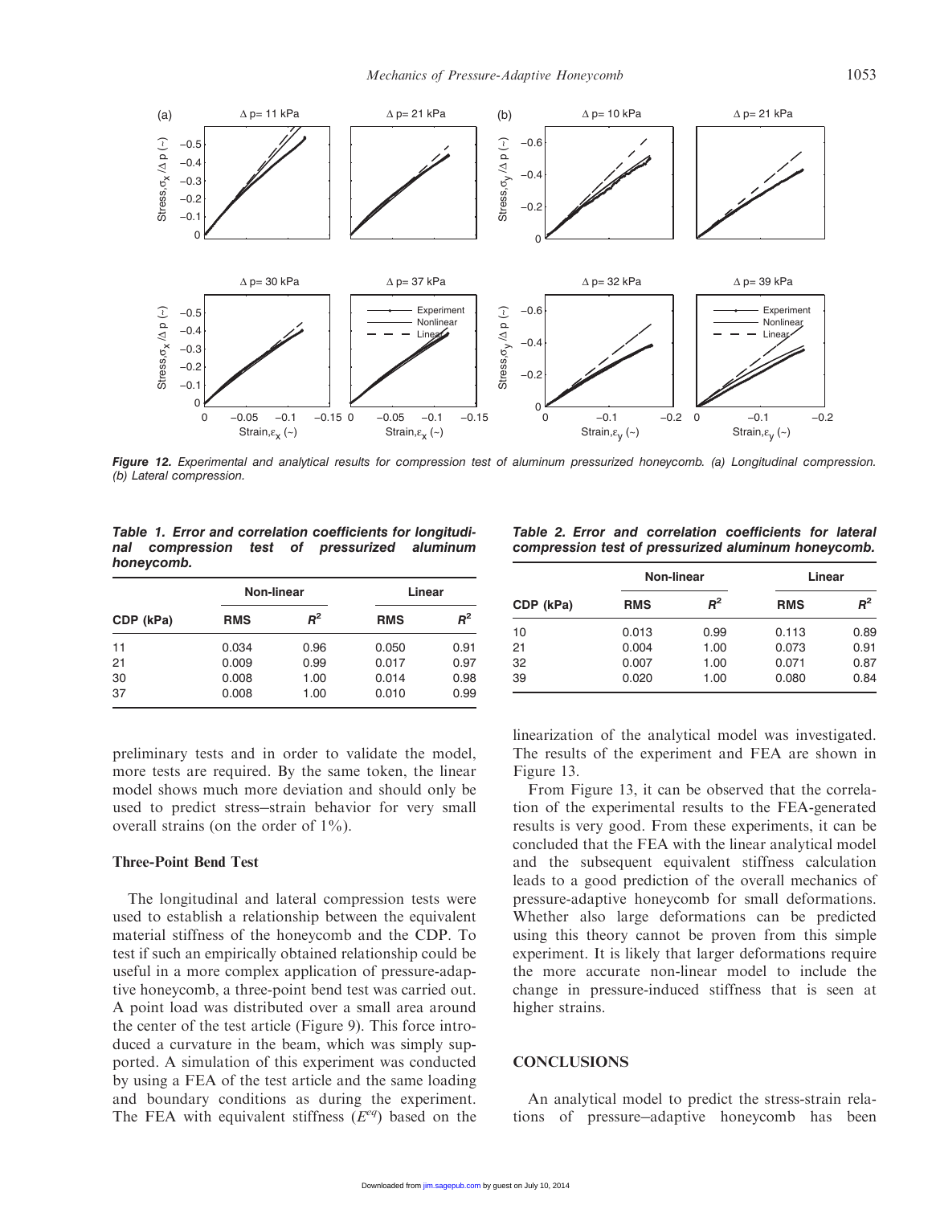**Figure 12.** *Experimental and analytical results for compression test of aluminum pressurized honeycomb. (a) Longitudinal compression. (b) Lateral compression.*

**Table 1. Error and correlation coefficients for longitudinal compression test of pressurized aluminum honeycomb.**

| CDP (kPa) | Non-linear | | Linear | |
|---|---|---|---|---|
| | RMS | $R^2$ | RMS | $R^2$ |
| 11 | 0.034 | 0.96 | 0.050 | 0.91 |
| 21 | 0.009 | 0.99 | 0.017 | 0.97 |
| 30 | 0.008 | 1.00 | 0.014 | 0.98 |
| 37 | 0.008 | 1.00 | 0.010 | 0.99 |

**Table 2. Error and correlation coefficients for lateral compression test of pressurized aluminum honeycomb.**

| CDP (kPa) | Non-linear | | Linear | |
|---|---|---|---|---|
| | RMS | $R^2$ | RMS | $R^2$ |
| 10 | 0.013 | 0.99 | 0.113 | 0.89 |
| 21 | 0.004 | 1.00 | 0.073 | 0.91 |
| 32 | 0.007 | 1.00 | 0.071 | 0.87 |
| 39 | 0.020 | 1.00 | 0.080 | 0.84 |

preliminary tests and in order to validate the model, more tests are required. By the same token, the linear model shows much more deviation and should only be used to predict stress–strain behavior for very small overall strains (on the order of 1%).

### Three-Point Bend Test

The longitudinal and lateral compression tests were used to establish a relationship between the equivalent material stiffness of the honeycomb and the CDP. To test if such an empirically obtained relationship could be useful in a more complex application of pressure-adaptive honeycomb, a three-point bend test was carried out. A point load was distributed over a small area around the center of the test article (Figure 9). This force introduced a curvature in the beam, which was simply supported. A simulation of this experiment was conducted by using a FEA of the test article and the same loading and boundary conditions as during the experiment. The FEA with equivalent stiffness ($E^{eq}$) based on the linearization of the analytical model was investigated. The results of the experiment and FEA are shown in Figure 13.

From Figure 13, it can be observed that the correlation of the experimental results to the FEA-generated results is very good. From these experiments, it can be concluded that the FEA with the linear analytical model and the subsequent equivalent stiffness calculation leads to a good prediction of the overall mechanics of pressure-adaptive honeycomb for small deformations. Whether also large deformations can be predicted using this theory cannot be proven from this simple experiment. It is likely that larger deformations require the more accurate non-linear model to include the change in pressure-induced stiffness that is seen at higher strains.

## CONCLUSIONS

An analytical model to predict the stress-strain relations of pressure–adaptive honeycomb has been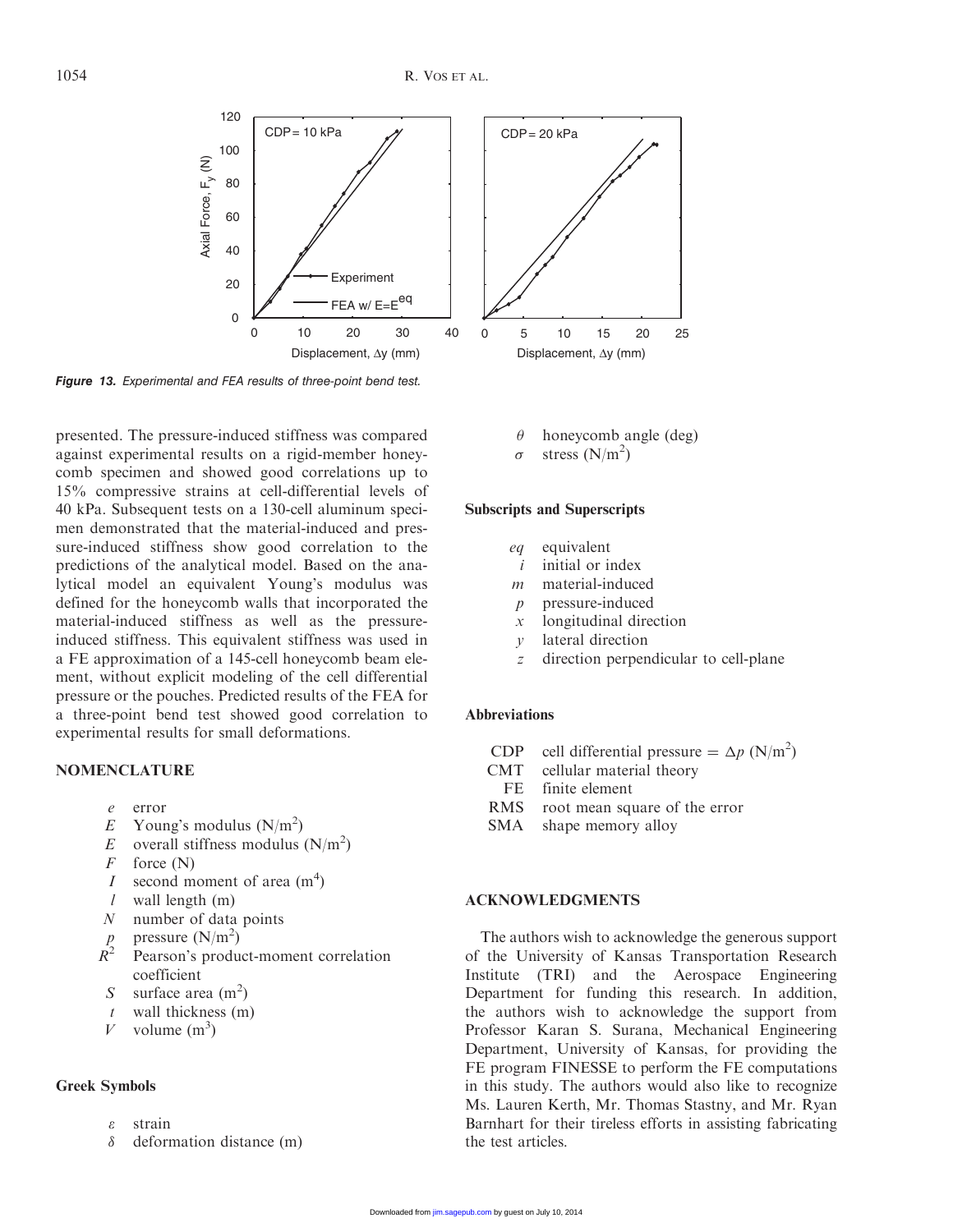Figure 13. Experimental and FEA results of three-point bend test.

presented. The pressure-induced stiffness was compared against experimental results on a rigid-member honeycomb specimen and showed good correlations up to 15% compressive strains at cell-differential levels of 40 kPa. Subsequent tests on a 130-cell aluminum specimen demonstrated that the material-induced and pressure-induced stiffness show good correlation to the predictions of the analytical model. Based on the analytical model an equivalent Young's modulus was defined for the honeycomb walls that incorporated the material-induced stiffness as well as the pressure-induced stiffness. This equivalent stiffness was used in a FE approximation of a 145-cell honeycomb beam element, without explicit modeling of the cell differential pressure or the pouches. Predicted results of the FEA for a three-point bend test showed good correlation to experimental results for small deformations.

## NOMENCLATURE

- $e$ error
- $E$ Young's modulus (N/m$^2$)
- $E$ overall stiffness modulus (N/m$^2$)
- $F$ force (N)
- $I$ second moment of area (m$^4$)
- $l$ wall length (m)
- $N$ number of data points
- $p$ pressure (N/m$^2$)
- $R^2$ Pearson's product-moment correlation coefficient
- $S$ surface area (m$^2$)
- $t$ wall thickness (m)
- $V$ volume (m$^3$)

### Greek Symbols

- $\varepsilon$ strain
- $\delta$ deformation distance (m)
- $\theta$ honeycomb angle (deg)
- $\sigma$ stress (N/m$^2$)

### Subscripts and Superscripts

- $eq$ equivalent
- $i$ initial or index
- $m$ material-induced
- $p$ pressure-induced
- $x$ longitudinal direction
- $y$ lateral direction
- $z$ direction perpendicular to cell-plane

### Abbreviations

- CDP cell differential pressure = $\Delta p$ (N/m$^2$)
- CMT cellular material theory
- FE finite element
- RMS root mean square of the error
- SMA shape memory alloy

## ACKNOWLEDGMENTS

The authors wish to acknowledge the generous support of the University of Kansas Transportation Research Institute (TRI) and the Aerospace Engineering Department for funding this research. In addition, the authors wish to acknowledge the support from Professor Karan S. Surana, Mechanical Engineering Department, University of Kansas, for providing the FE program FINESSE to perform the FE computations in this study. The authors would also like to recognize Ms. Lauren Kerth, Mr. Thomas Stastny, and Mr. Ryan Barnhart for their tireless efforts in assisting fabricating the test articles.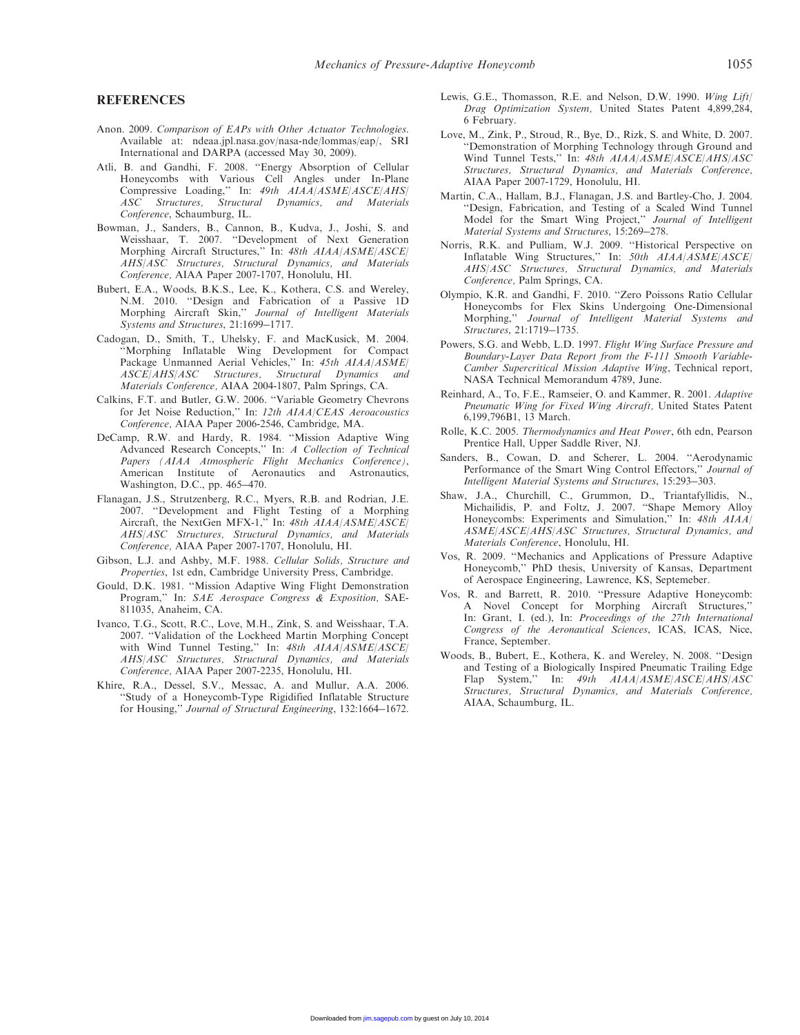## REFERENCES

Anon. 2009. *Comparison of EAPs with Other Actuator Technologies*. Available at: ndeaa.jpl.nasa.gov/nasa-nde/lommas/eap/, SRI International and DARPA (accessed May 30, 2009).

Atli, B. and Gandhi, F. 2008. "Energy Absorption of Cellular Honeycombs with Various Cell Angles under In-Plane Compressive Loading," In: *49th AIAA/ASME/ASCE/AHS/ASC Structures, Structural Dynamics, and Materials Conference*, Schaumburg, IL.

Bowman, J., Sanders, B., Cannon, B., Kudva, J., Joshi, S. and Weisshaar, T. 2007. "Development of Next Generation Morphing Aircraft Structures," In: *48th AIAA/ASME/ASCE/AHS/ASC Structures, Structural Dynamics, and Materials Conference*, AIAA Paper 2007-1707, Honolulu, HI.

Bubert, E.A., Woods, B.K.S., Lee, K., Kothera, C.S. and Wereley, N.M. 2010. "Design and Fabrication of a Passive 1D Morphing Aircraft Skin," *Journal of Intelligent Materials Systems and Structures*, 21:1699–1717.

Cadogan, D., Smith, T., Uhelsky, F. and MacKusick, M. 2004. "Morphing Inflatable Wing Development for Compact Package Unmanned Aerial Vehicles," In: *45th AIAA/ASME/ASCE/AHS/ASC Structures, Structural Dynamics and Materials Conference*, AIAA 2004-1807, Palm Springs, CA.

Calkins, F.T. and Butler, G.W. 2006. "Variable Geometry Chevrons for Jet Noise Reduction," In: *12th AIAA/CEAS Aeroacoustics Conference*, AIAA Paper 2006-2546, Cambridge, MA.

DeCamp, R.W. and Hardy, R. 1984. "Mission Adaptive Wing Advanced Research Concepts," In: *A Collection of Technical Papers (AIAA Atmospheric Flight Mechanics Conference)*, American Institute of Aeronautics and Astronautics, Washington, D.C., pp. 465–470.

Flanagan, J.S., Strutzenberg, R.C., Myers, R.B. and Rodrian, J.E. 2007. "Development and Flight Testing of a Morphing Aircraft, the NextGen MFX-1," In: *48th AIAA/ASME/ASCE/AHS/ASC Structures, Structural Dynamics, and Materials Conference*, AIAA Paper 2007-1707, Honolulu, HI.

Gibson, L.J. and Ashby, M.F. 1988. *Cellular Solids, Structure and Properties*, 1st edn, Cambridge University Press, Cambridge.

Gould, D.K. 1981. "Mission Adaptive Wing Flight Demonstration Program," In: *SAE Aerospace Congress & Exposition*, SAE-811035, Anaheim, CA.

Ivanco, T.G., Scott, R.C., Love, M.H., Zink, S. and Weisshaar, T.A. 2007. "Validation of the Lockheed Martin Morphing Concept with Wind Tunnel Testing," In: *48th AIAA/ASME/ASCE/AHS/ASC Structures, Structural Dynamics, and Materials Conference*, AIAA Paper 2007-2235, Honolulu, HI.

Khire, R.A., Dessel, S.V., Messac, A. and Mullur, A.A. 2006. "Study of a Honeycomb-Type Rigidified Inflatable Structure for Housing," *Journal of Structural Engineering*, 132:1664–1672.

Lewis, G.E., Thomasson, R.E. and Nelson, D.W. 1990. *Wing Lift/Drag Optimization System*, United States Patent 4,899,284, 6 February.

Love, M., Zink, P., Stroud, R., Bye, D., Rizk, S. and White, D. 2007. "Demonstration of Morphing Technology through Ground and Wind Tunnel Tests," In: *48th AIAA/ASME/ASCE/AHS/ASC Structures, Structural Dynamics, and Materials Conference*, AIAA Paper 2007-1729, Honolulu, HI.

Martin, C.A., Hallam, B.J., Flanagan, J.S. and Bartley-Cho, J. 2004. "Design, Fabrication, and Testing of a Scaled Wind Tunnel Model for the Smart Wing Project," *Journal of Intelligent Material Systems and Structures*, 15:269–278.

Norris, R.K. and Pulliam, W.J. 2009. "Historical Perspective on Inflatable Wing Structures," In: *50th AIAA/ASME/ASCE/AHS/ASC Structures, Structural Dynamics, and Materials Conference*, Palm Springs, CA.

Olympio, K.R. and Gandhi, F. 2010. "Zero Poissons Ratio Cellular Honeycombs for Flex Skins Undergoing One-Dimensional Morphing," *Journal of Intelligent Material Systems and Structures*, 21:1719–1735.

Powers, S.G. and Webb, L.D. 1997. *Flight Wing Surface Pressure and Boundary-Layer Data Report from the F-111 Smooth Variable-Camber Supercritical Mission Adaptive Wing*, Technical report, NASA Technical Memorandum 4789, June.

Reinhard, A., To, F.E., Ramseier, O. and Kammer, R. 2001. *Adaptive Pneumatic Wing for Fixed Wing Aircraft*, United States Patent 6,199,796B1, 13 March.

Rolle, K.C. 2005. *Thermodynamics and Heat Power*, 6th edn, Pearson Prentice Hall, Upper Saddle River, NJ.

Sanders, B., Cowan, D. and Scherer, L. 2004. "Aerodynamic Performance of the Smart Wing Control Effectors," *Journal of Intelligent Material Systems and Structures*, 15:293–303.

Shaw, J.A., Churchill, C., Grummon, D., Triantafyllidis, N., Michailidis, P. and Foltz, J. 2007. "Shape Memory Alloy Honeycombs: Experiments and Simulation," In: *48th AIAA/ASME/ASCE/AHS/ASC Structures, Structural Dynamics, and Materials Conference*, Honolulu, HI.

Vos, R. 2009. "Mechanics and Applications of Pressure Adaptive Honeycomb," PhD thesis, University of Kansas, Department of Aerospace Engineering, Lawrence, KS, Septemeber.

Vos, R. and Barrett, R. 2010. "Pressure Adaptive Honeycomb: A Novel Concept for Morphing Aircraft Structures," In: Grant, I. (ed.), In: *Proceedings of the 27th International Congress of the Aeronautical Sciences*, ICAS, ICAS, Nice, France, September.

Woods, B., Bubert, E., Kothera, K. and Wereley, N. 2008. "Design and Testing of a Biologically Inspired Pneumatic Trailing Edge Flap System," In: *49th AIAA/ASME/ASCE/AHS/ASC Structures, Structural Dynamics, and Materials Conference*, AIAA, Schaumburg, IL.